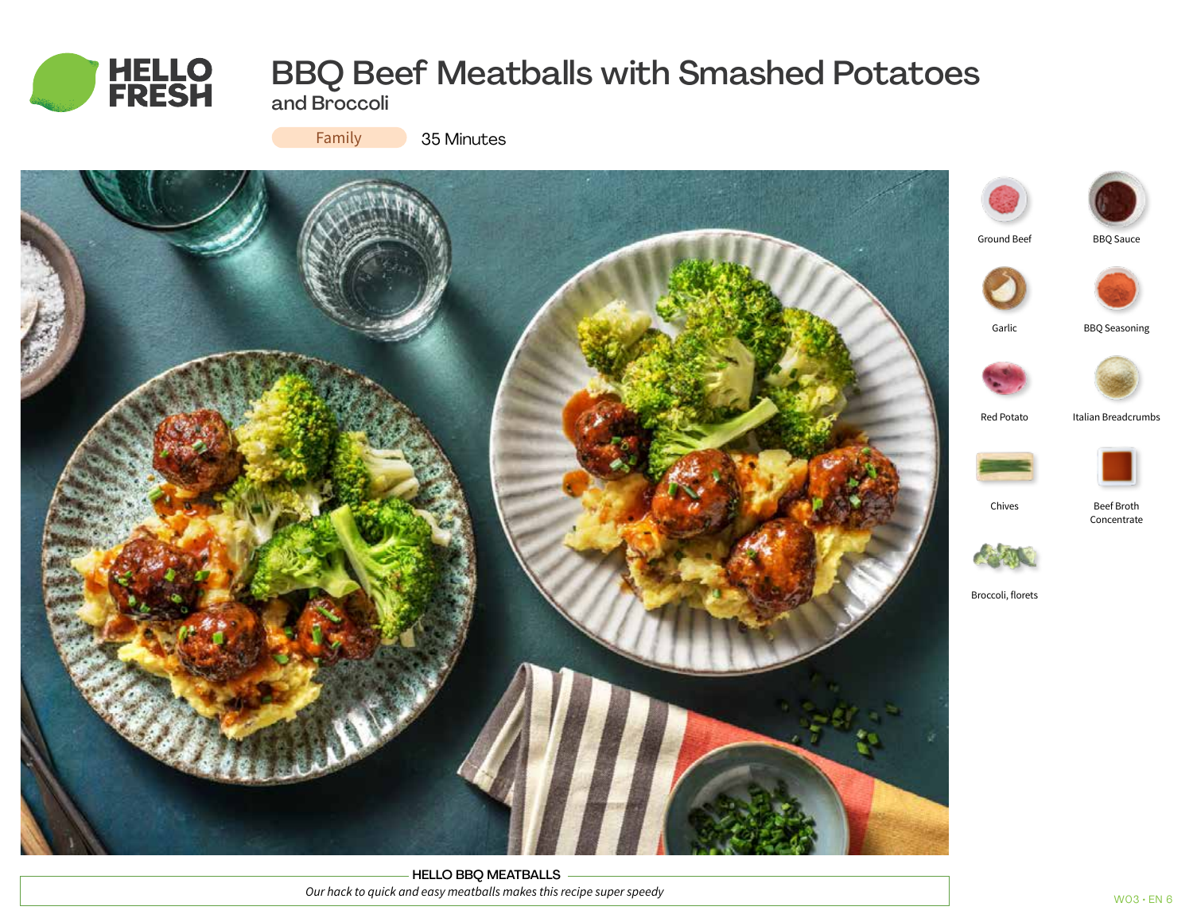# BBQ Beef Meatballs with Smashed Potatoes and Broccoli

Family

35 Minutes

- Ground Beef
- BBQ Sauce
- Garlic
- BBQ Seasoning
- Red Potato
- Italian Breadcrumbs
- Chives
- Beef Broth Concentrate
- Broccoli, florets

**HELLO BBQ MEATBALLS**

*Our hack to quick and easy meatballs makes this recipe super speedy*

W03 • EN 6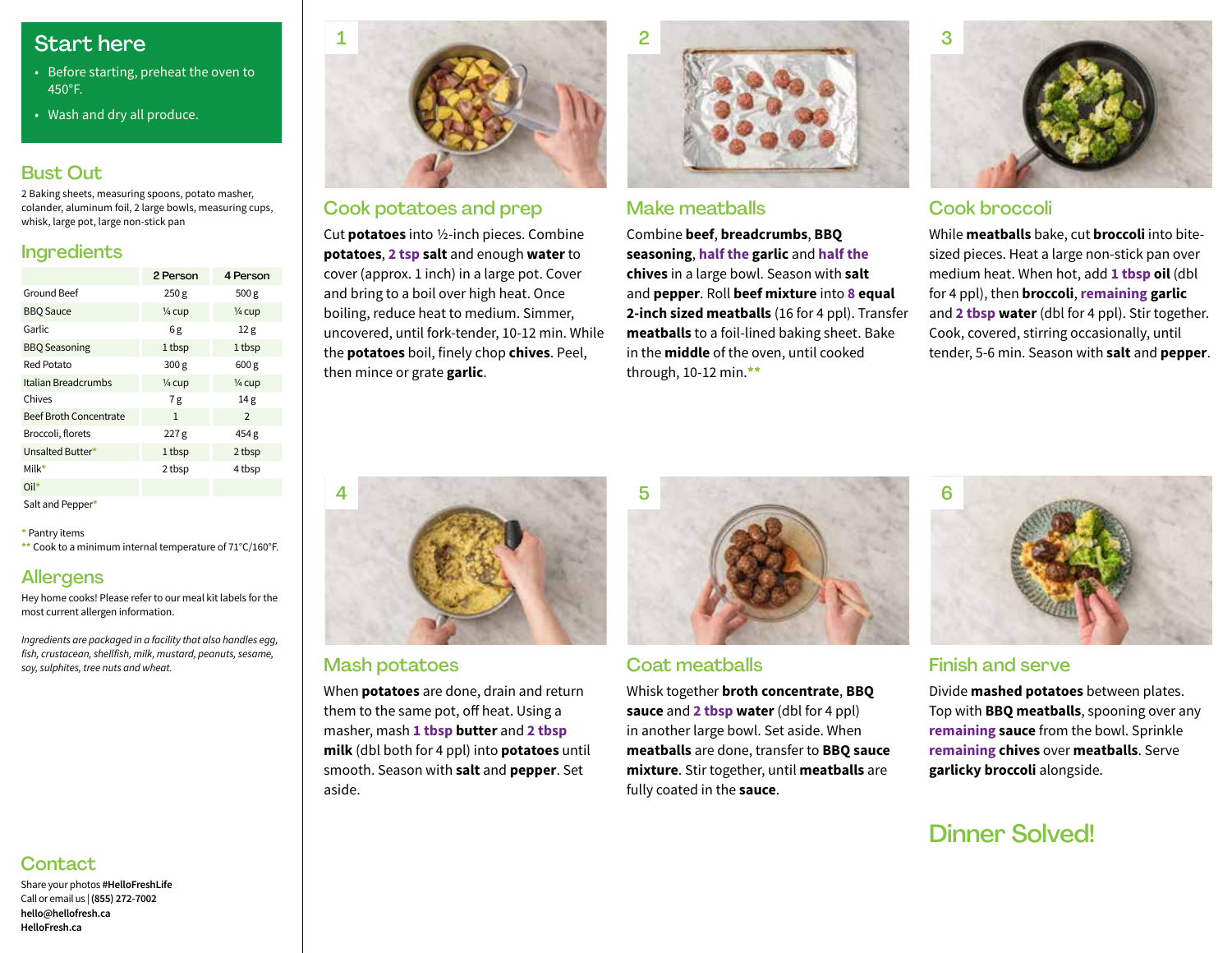## Start here

- Before starting, preheat the oven to 450°F.
- Wash and dry all produce.

## Bust Out

2 Baking sheets, measuring spoons, potato masher, colander, aluminum foil, 2 large bowls, measuring cups, whisk, large pot, large non-stick pan

## Ingredients

| | 2 Person | 4 Person |
|---|---|---|
| Ground Beef | 250 g | 500 g |
| BBQ Sauce | ¼ cup | ¼ cup |
| Garlic | 6 g | 12 g |
| BBQ Seasoning | 1 tbsp | 1 tbsp |
| Red Potato | 300 g | 600 g |
| Italian Breadcrumbs | ¼ cup | ¼ cup |
| Chives | 7 g | 14 g |
| Beef Broth Concentrate | 1 | 2 |
| Broccoli, florets | 227 g | 454 g |
| Unsalted Butter* | 1 tbsp | 2 tbsp |
| Milk* | 2 tbsp | 4 tbsp |
| Oil* | | |
| Salt and Pepper* | | |

* Pantry items
** Cook to a minimum internal temperature of 71°C/160°F.

## Allergens

Hey home cooks! Please refer to our meal kit labels for the most current allergen information.

*Ingredients are packaged in a facility that also handles egg, fish, crustacean, shellfish, milk, mustard, peanuts, sesame, soy, sulphites, tree nuts and wheat.*

## 1 Cook potatoes and prep

Cut **potatoes** into ½-inch pieces. Combine **potatoes**, **2 tsp** **salt** and enough **water** to cover (approx. 1 inch) in a large pot. Cover and bring to a boil over high heat. Once boiling, reduce heat to medium. Simmer, uncovered, until fork-tender, 10-12 min. While the **potatoes** boil, finely chop **chives**. Peel, then mince or grate **garlic**.

## 2 Make meatballs

Combine **beef**, **breadcrumbs**, **BBQ seasoning**, **half the garlic** and **half the chives** in a large bowl. Season with **salt** and **pepper**. Roll **beef mixture** into **8 equal 2-inch sized meatballs** (16 for 4 ppl). Transfer **meatballs** to a foil-lined baking sheet. Bake in the **middle** of the oven, until cooked through, 10-12 min.**

## 3 Cook broccoli

While **meatballs** bake, cut **broccoli** into bite-sized pieces. Heat a large non-stick pan over medium heat. When hot, add **1 tbsp** **oil** (dbl for 4 ppl), then **broccoli**, **remaining garlic** and **2 tbsp** **water** (dbl for 4 ppl). Stir together. Cook, covered, stirring occasionally, until tender, 5-6 min. Season with **salt** and **pepper**.

## 4 Mash potatoes

When **potatoes** are done, drain and return them to the same pot, off heat. Using a masher, mash **1 tbsp** **butter** and **2 tbsp** **milk** (dbl both for 4 ppl) into **potatoes** until smooth. Season with **salt** and **pepper**. Set aside.

## 5 Coat meatballs

Whisk together **broth concentrate**, **BBQ sauce** and **2 tbsp** **water** (dbl for 4 ppl) in another large bowl. Set aside. When **meatballs** are done, transfer to **BBQ sauce mixture**. Stir together, until **meatballs** are fully coated in the **sauce**.

## 6 Finish and serve

Divide **mashed potatoes** between plates. Top with **BBQ meatballs**, spooning over any **remaining** **sauce** from the bowl. Sprinkle **remaining** **chives** over **meatballs**. Serve **garlicky broccoli** alongside.

# Dinner Solved!

## Contact

Share your photos **#HelloFreshLife**
Call or email us | **(855) 272-7002**
**hello@hellofresh.ca**
**HelloFresh.ca**